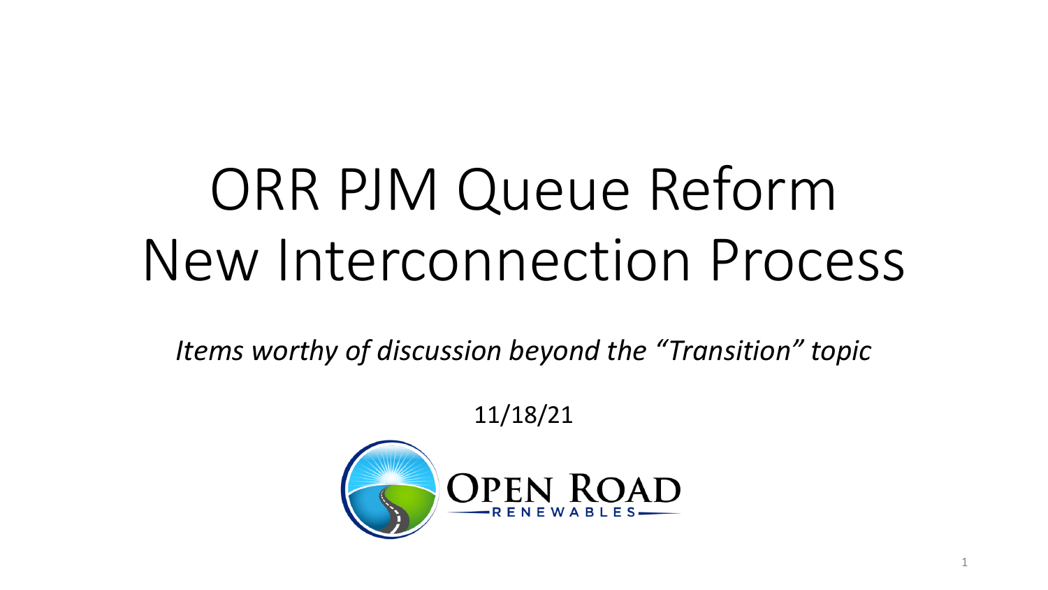# ORR PJM Queue Reform
# New Interconnection Process

*Items worthy of discussion beyond the "Transition" topic*

11/18/21

OPEN ROAD RENEWABLES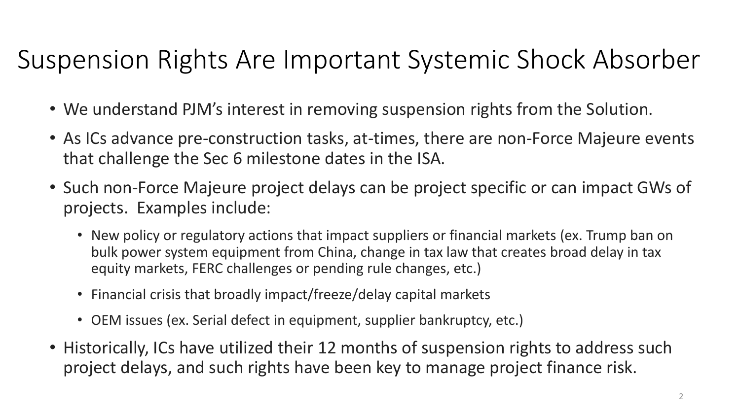# Suspension Rights Are Important Systemic Shock Absorber

- We understand PJM's interest in removing suspension rights from the Solution.
- As ICs advance pre-construction tasks, at-times, there are non-Force Majeure events that challenge the Sec 6 milestone dates in the ISA.
- Such non-Force Majeure project delays can be project specific or can impact GWs of projects. Examples include:
  - New policy or regulatory actions that impact suppliers or financial markets (ex. Trump ban on bulk power system equipment from China, change in tax law that creates broad delay in tax equity markets, FERC challenges or pending rule changes, etc.)
  - Financial crisis that broadly impact/freeze/delay capital markets
  - OEM issues (ex. Serial defect in equipment, supplier bankruptcy, etc.)
- Historically, ICs have utilized their 12 months of suspension rights to address such project delays, and such rights have been key to manage project finance risk.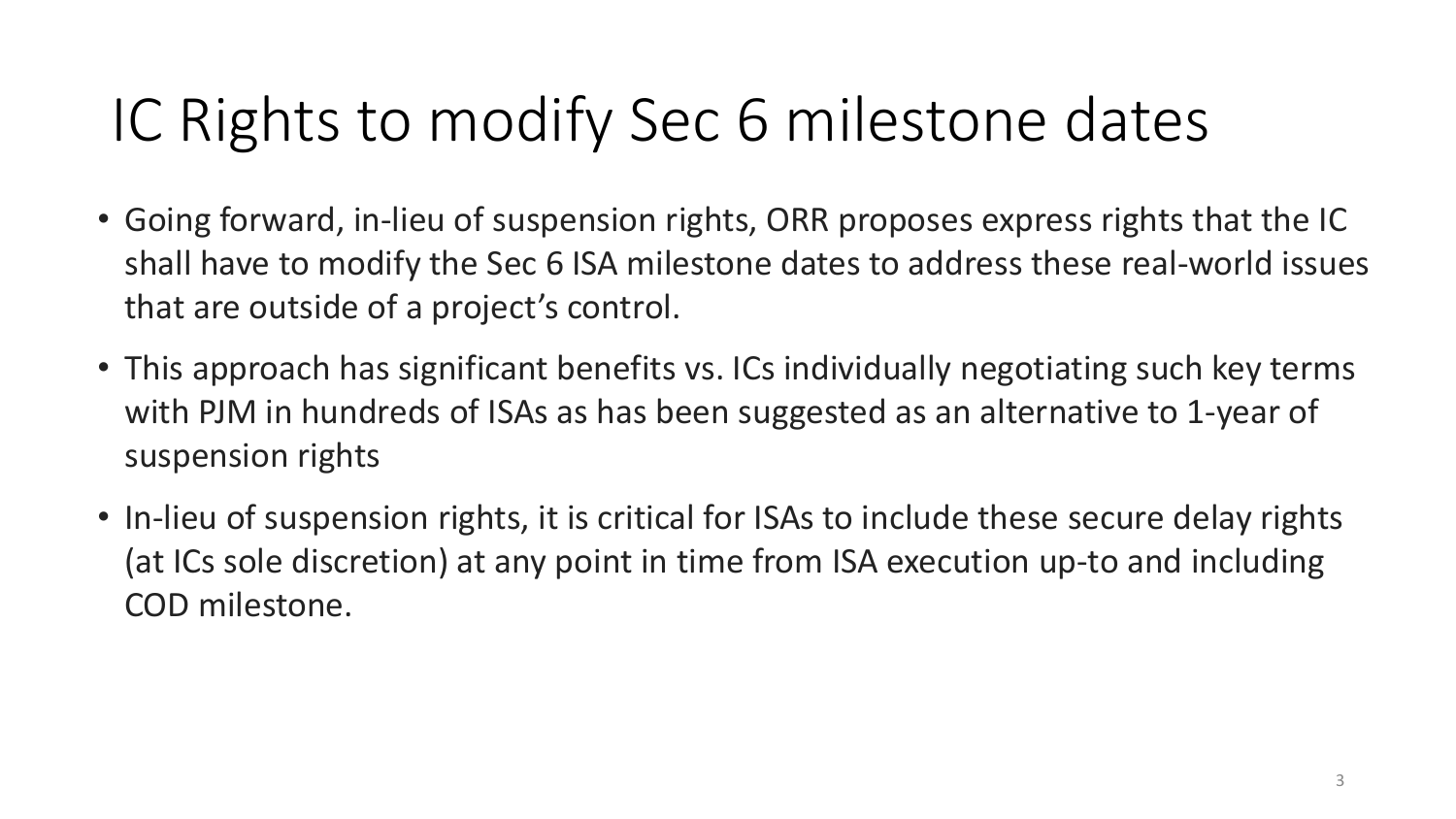# IC Rights to modify Sec 6 milestone dates

- Going forward, in-lieu of suspension rights, ORR proposes express rights that the IC shall have to modify the Sec 6 ISA milestone dates to address these real-world issues that are outside of a project's control.
- This approach has significant benefits vs. ICs individually negotiating such key terms with PJM in hundreds of ISAs as has been suggested as an alternative to 1-year of suspension rights
- In-lieu of suspension rights, it is critical for ISAs to include these secure delay rights (at ICs sole discretion) at any point in time from ISA execution up-to and including COD milestone.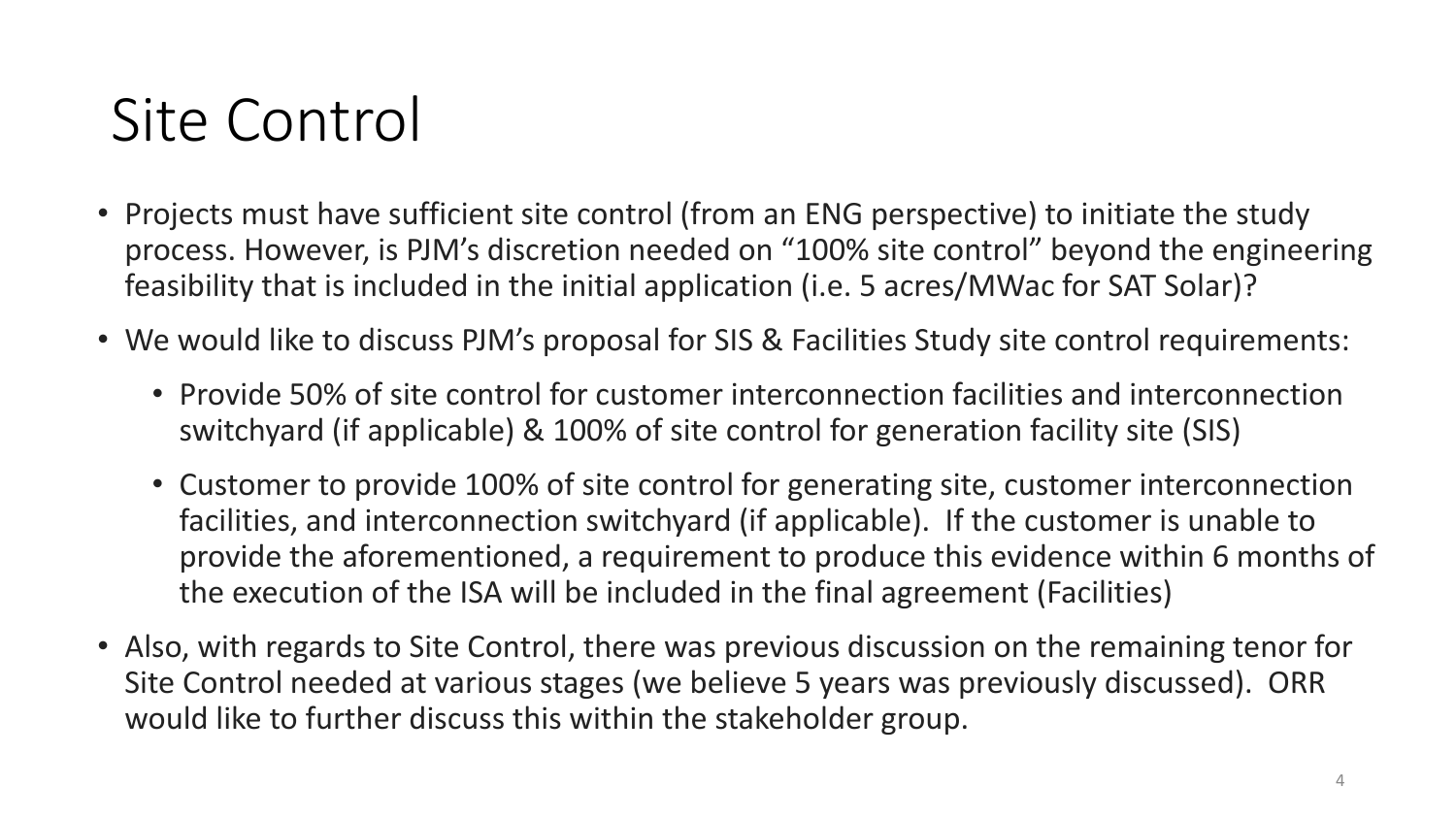# Site Control

- Projects must have sufficient site control (from an ENG perspective) to initiate the study process. However, is PJM's discretion needed on "100% site control" beyond the engineering feasibility that is included in the initial application (i.e. 5 acres/MWac for SAT Solar)?
- We would like to discuss PJM's proposal for SIS & Facilities Study site control requirements:
  - Provide 50% of site control for customer interconnection facilities and interconnection switchyard (if applicable) & 100% of site control for generation facility site (SIS)
  - Customer to provide 100% of site control for generating site, customer interconnection facilities, and interconnection switchyard (if applicable). If the customer is unable to provide the aforementioned, a requirement to produce this evidence within 6 months of the execution of the ISA will be included in the final agreement (Facilities)
- Also, with regards to Site Control, there was previous discussion on the remaining tenor for Site Control needed at various stages (we believe 5 years was previously discussed). ORR would like to further discuss this within the stakeholder group.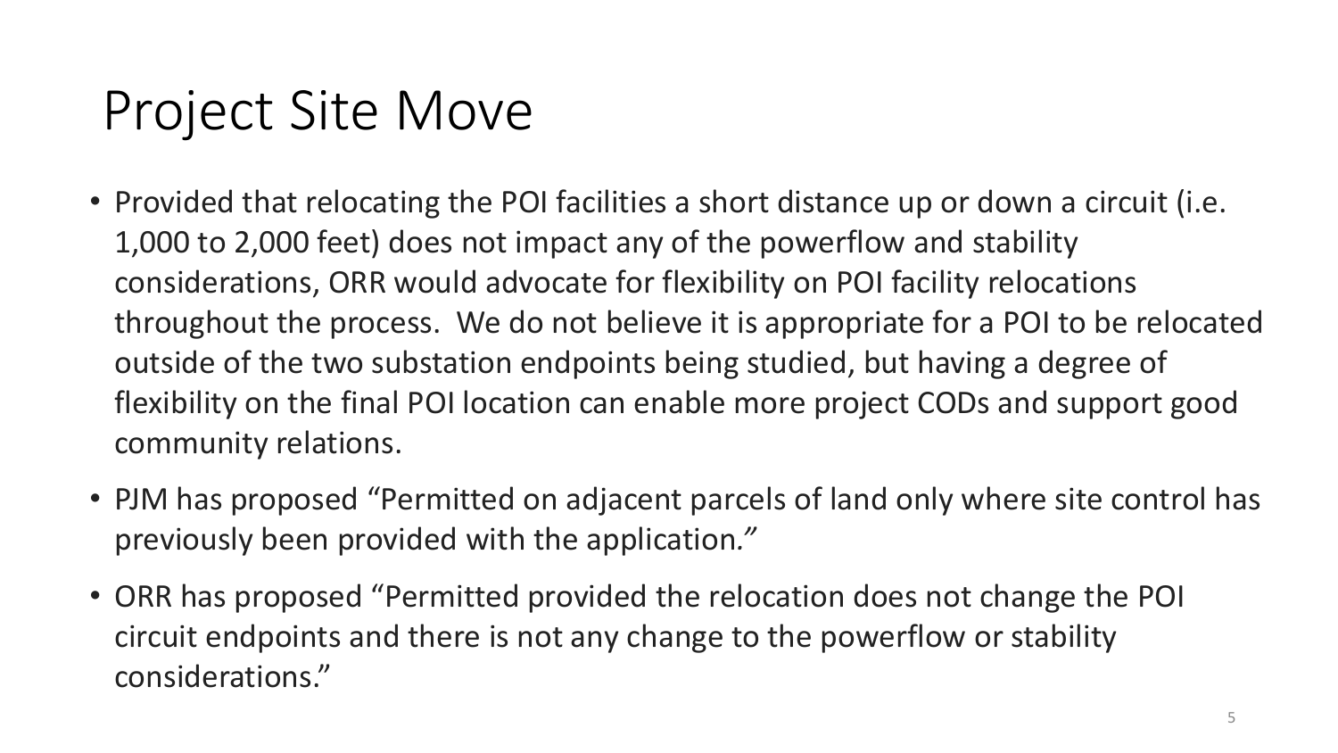# Project Site Move

- Provided that relocating the POI facilities a short distance up or down a circuit (i.e. 1,000 to 2,000 feet) does not impact any of the powerflow and stability considerations, ORR would advocate for flexibility on POI facility relocations throughout the process. We do not believe it is appropriate for a POI to be relocated outside of the two substation endpoints being studied, but having a degree of flexibility on the final POI location can enable more project CODs and support good community relations.
- PJM has proposed "Permitted on adjacent parcels of land only where site control has previously been provided with the application."
- ORR has proposed "Permitted provided the relocation does not change the POI circuit endpoints and there is not any change to the powerflow or stability considerations."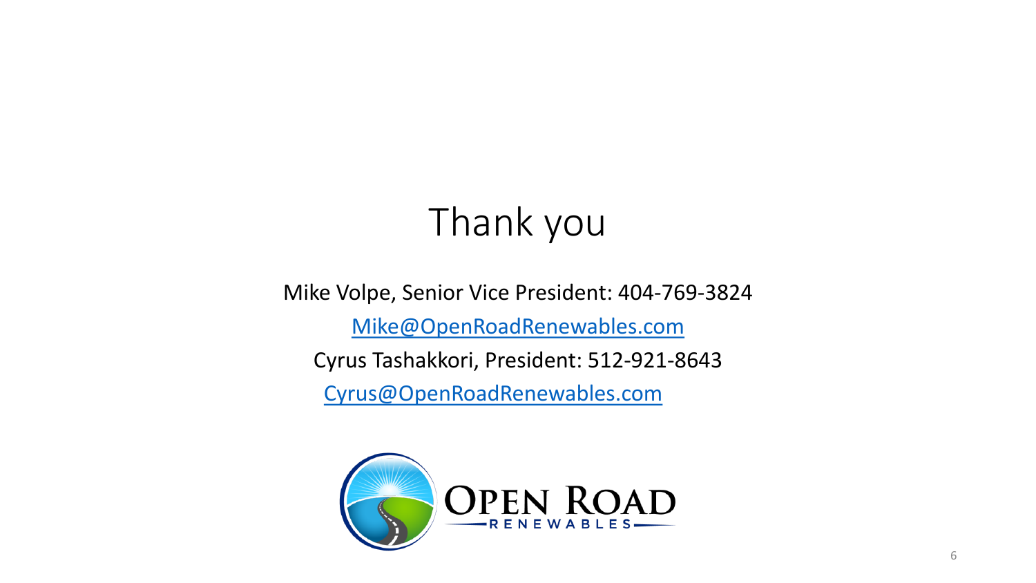# Thank you

Mike Volpe, Senior Vice President: 404-769-3824

Mike@OpenRoadRenewables.com

Cyrus Tashakkori, President: 512-921-8643

Cyrus@OpenRoadRenewables.com

OPEN ROAD RENEWABLES